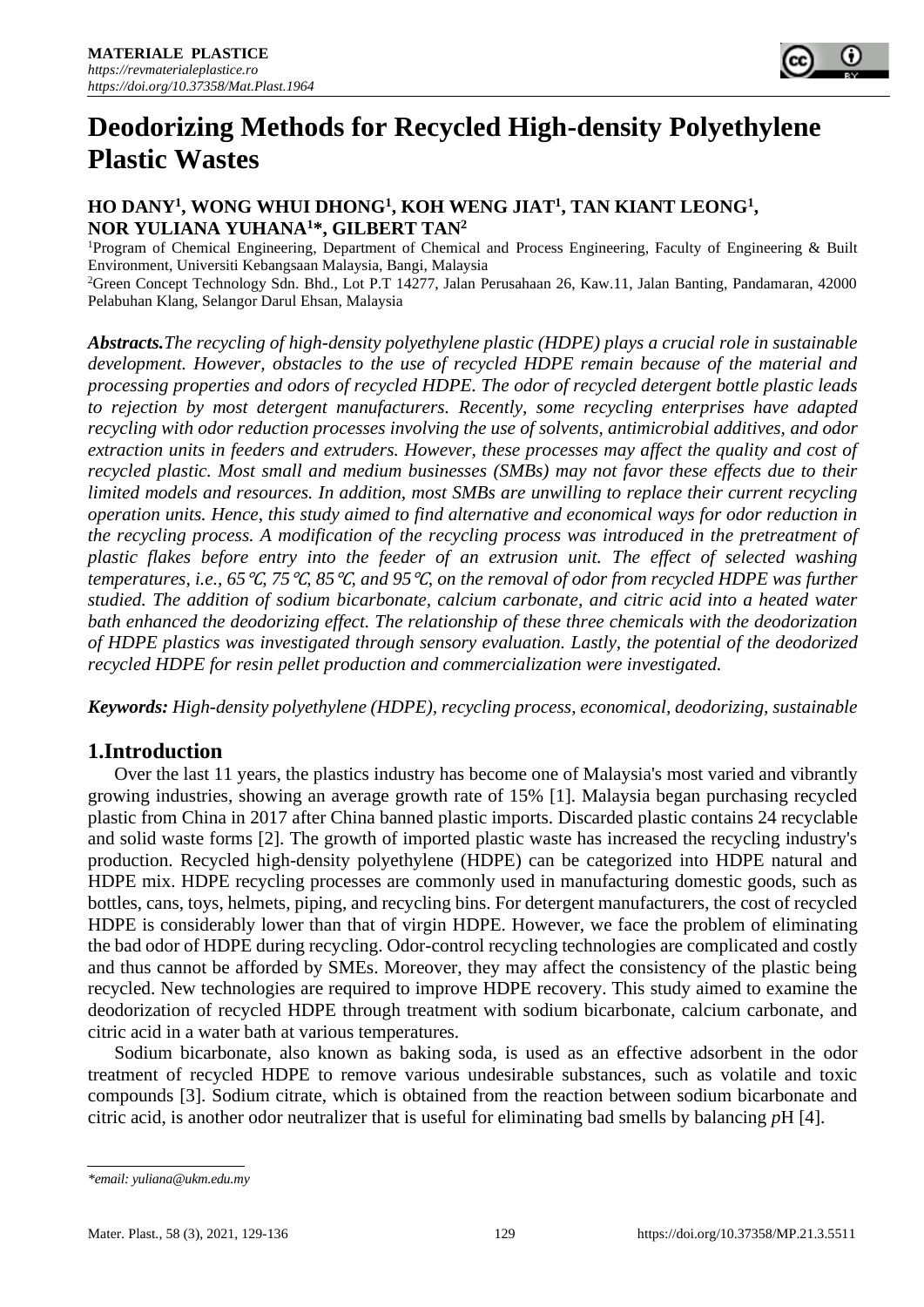# Deodorizing Methods for Recycled High-density Polyethylene Plastic Wastes

**HO DANY[1], WONG WHUI DHONG[1], KOH WENG JIAT[1], TAN KIANT LEONG[1], NOR YULIANA YUHANA[1]*, GILBERT TAN[2]**

[1]Program of Chemical Engineering, Department of Chemical and Process Engineering, Faculty of Engineering & Built Environment, Universiti Kebangsaan Malaysia, Bangi, Malaysia

[2]Green Concept Technology Sdn. Bhd., Lot P.T 14277, Jalan Perusahaan 26, Kaw.11, Jalan Banting, Pandamaran, 42000 Pelabuhan Klang, Selangor Darul Ehsan, Malaysia

***Abstracts.*** *The recycling of high-density polyethylene plastic (HDPE) plays a crucial role in sustainable development. However, obstacles to the use of recycled HDPE remain because of the material and processing properties and odors of recycled HDPE. The odor of recycled detergent bottle plastic leads to rejection by most detergent manufacturers. Recently, some recycling enterprises have adapted recycling with odor reduction processes involving the use of solvents, antimicrobial additives, and odor extraction units in feeders and extruders. However, these processes may affect the quality and cost of recycled plastic. Most small and medium businesses (SMBs) may not favor these effects due to their limited models and resources. In addition, most SMBs are unwilling to replace their current recycling operation units. Hence, this study aimed to find alternative and economical ways for odor reduction in the recycling process. A modification of the recycling process was introduced in the pretreatment of plastic flakes before entry into the feeder of an extrusion unit. The effect of selected washing temperatures, i.e., 65℃, 75℃, 85℃, and 95℃, on the removal of odor from recycled HDPE was further studied. The addition of sodium bicarbonate, calcium carbonate, and citric acid into a heated water bath enhanced the deodorizing effect. The relationship of these three chemicals with the deodorization of HDPE plastics was investigated through sensory evaluation. Lastly, the potential of the deodorized recycled HDPE for resin pellet production and commercialization were investigated.*

***Keywords:*** *High-density polyethylene (HDPE), recycling process, economical, deodorizing, sustainable*

## 1.Introduction

Over the last 11 years, the plastics industry has become one of Malaysia's most varied and vibrantly growing industries, showing an average growth rate of 15% [1]. Malaysia began purchasing recycled plastic from China in 2017 after China banned plastic imports. Discarded plastic contains 24 recyclable and solid waste forms [2]. The growth of imported plastic waste has increased the recycling industry's production. Recycled high-density polyethylene (HDPE) can be categorized into HDPE natural and HDPE mix. HDPE recycling processes are commonly used in manufacturing domestic goods, such as bottles, cans, toys, helmets, piping, and recycling bins. For detergent manufacturers, the cost of recycled HDPE is considerably lower than that of virgin HDPE. However, we face the problem of eliminating the bad odor of HDPE during recycling. Odor-control recycling technologies are complicated and costly and thus cannot be afforded by SMEs. Moreover, they may affect the consistency of the plastic being recycled. New technologies are required to improve HDPE recovery. This study aimed to examine the deodorization of recycled HDPE through treatment with sodium bicarbonate, calcium carbonate, and citric acid in a water bath at various temperatures.

Sodium bicarbonate, also known as baking soda, is used as an effective adsorbent in the odor treatment of recycled HDPE to remove various undesirable substances, such as volatile and toxic compounds [3]. Sodium citrate, which is obtained from the reaction between sodium bicarbonate and citric acid, is another odor neutralizer that is useful for eliminating bad smells by balancing *p*H [4].

---

**email: yuliana@ukm.edu.my*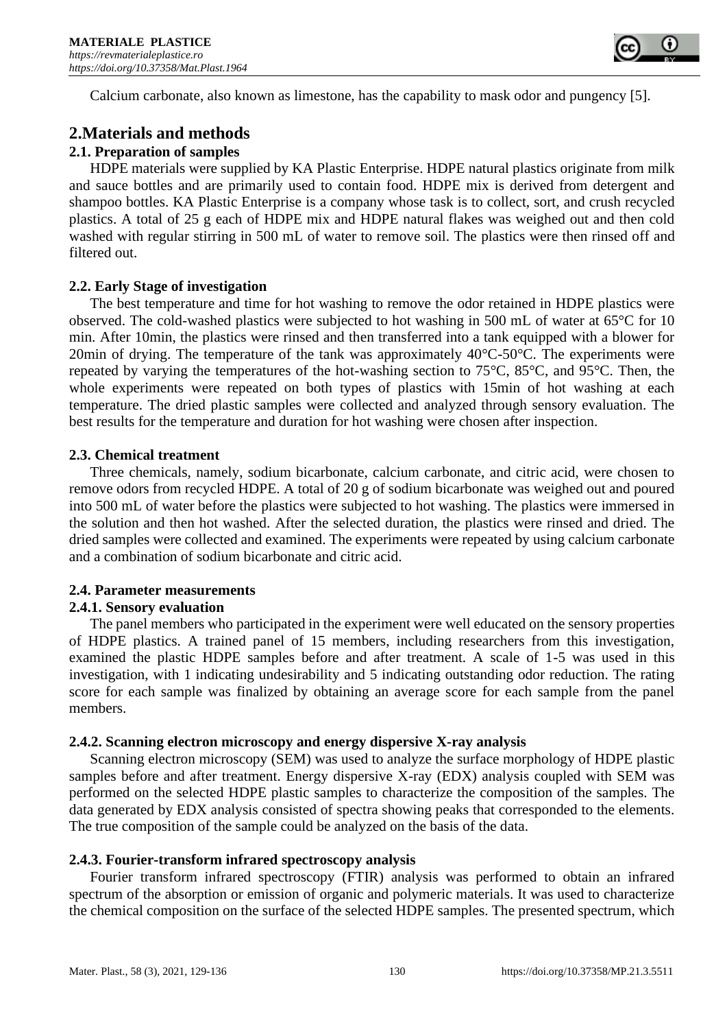Calcium carbonate, also known as limestone, has the capability to mask odor and pungency [5].

## 2.Materials and methods

### 2.1. Preparation of samples

HDPE materials were supplied by KA Plastic Enterprise. HDPE natural plastics originate from milk and sauce bottles and are primarily used to contain food. HDPE mix is derived from detergent and shampoo bottles. KA Plastic Enterprise is a company whose task is to collect, sort, and crush recycled plastics. A total of 25 g each of HDPE mix and HDPE natural flakes was weighed out and then cold washed with regular stirring in 500 mL of water to remove soil. The plastics were then rinsed off and filtered out.

### 2.2. Early Stage of investigation

The best temperature and time for hot washing to remove the odor retained in HDPE plastics were observed. The cold-washed plastics were subjected to hot washing in 500 mL of water at 65°C for 10 min. After 10min, the plastics were rinsed and then transferred into a tank equipped with a blower for 20min of drying. The temperature of the tank was approximately 40°C-50°C. The experiments were repeated by varying the temperatures of the hot-washing section to 75°C, 85°C, and 95°C. Then, the whole experiments were repeated on both types of plastics with 15min of hot washing at each temperature. The dried plastic samples were collected and analyzed through sensory evaluation. The best results for the temperature and duration for hot washing were chosen after inspection.

### 2.3. Chemical treatment

Three chemicals, namely, sodium bicarbonate, calcium carbonate, and citric acid, were chosen to remove odors from recycled HDPE. A total of 20 g of sodium bicarbonate was weighed out and poured into 500 mL of water before the plastics were subjected to hot washing. The plastics were immersed in the solution and then hot washed. After the selected duration, the plastics were rinsed and dried. The dried samples were collected and examined. The experiments were repeated by using calcium carbonate and a combination of sodium bicarbonate and citric acid.

### 2.4. Parameter measurements

#### 2.4.1. Sensory evaluation

The panel members who participated in the experiment were well educated on the sensory properties of HDPE plastics. A trained panel of 15 members, including researchers from this investigation, examined the plastic HDPE samples before and after treatment. A scale of 1-5 was used in this investigation, with 1 indicating undesirability and 5 indicating outstanding odor reduction. The rating score for each sample was finalized by obtaining an average score for each sample from the panel members.

#### 2.4.2. Scanning electron microscopy and energy dispersive X-ray analysis

Scanning electron microscopy (SEM) was used to analyze the surface morphology of HDPE plastic samples before and after treatment. Energy dispersive X-ray (EDX) analysis coupled with SEM was performed on the selected HDPE plastic samples to characterize the composition of the samples. The data generated by EDX analysis consisted of spectra showing peaks that corresponded to the elements. The true composition of the sample could be analyzed on the basis of the data.

#### 2.4.3. Fourier-transform infrared spectroscopy analysis

Fourier transform infrared spectroscopy (FTIR) analysis was performed to obtain an infrared spectrum of the absorption or emission of organic and polymeric materials. It was used to characterize the chemical composition on the surface of the selected HDPE samples. The presented spectrum, which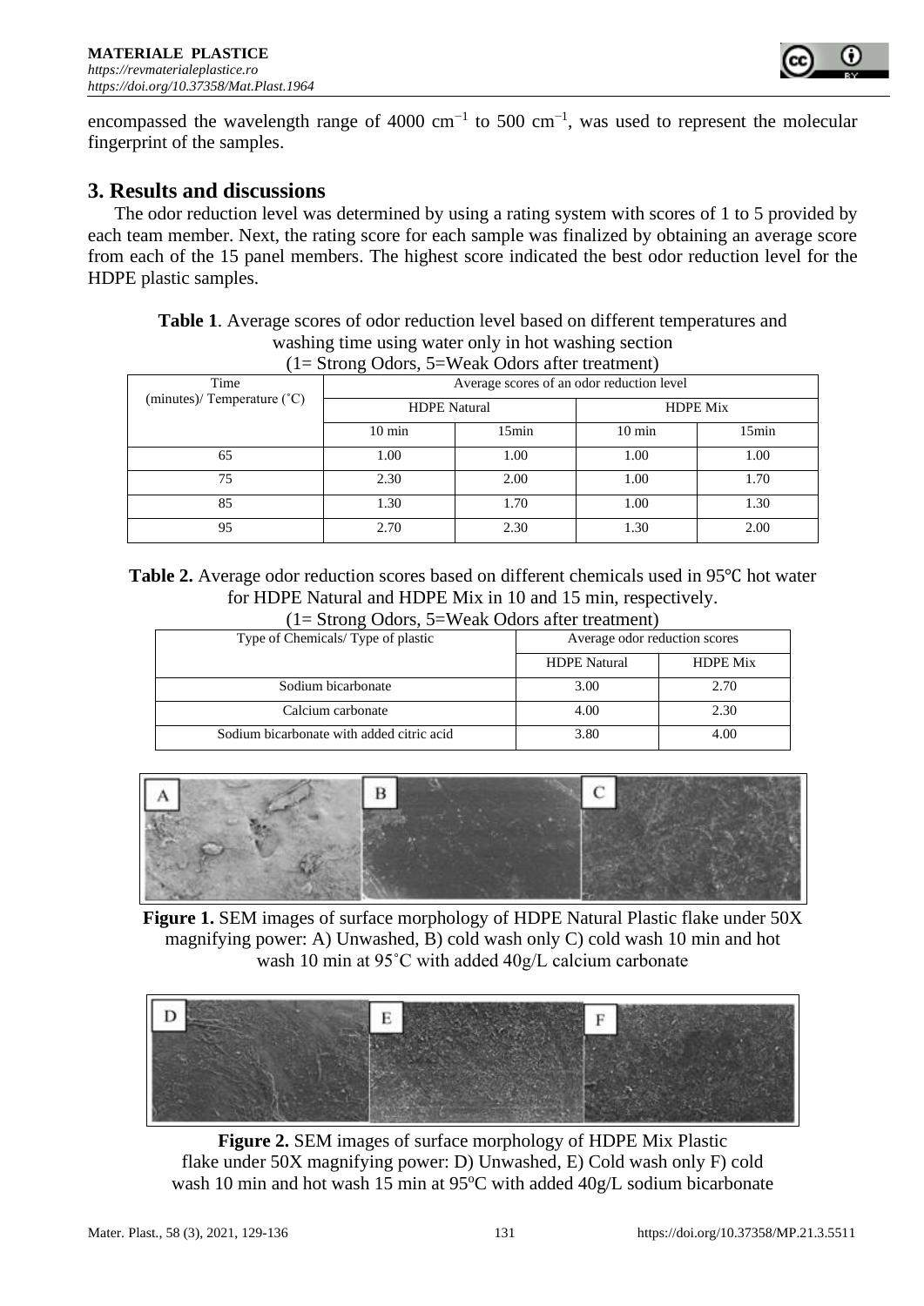encompassed the wavelength range of 4000 $cm^{-1}$ to 500 $cm^{-1}$, was used to represent the molecular fingerprint of the samples.

## 3. Results and discussions

The odor reduction level was determined by using a rating system with scores of 1 to 5 provided by each team member. Next, the rating score for each sample was finalized by obtaining an average score from each of the 15 panel members. The highest score indicated the best odor reduction level for the HDPE plastic samples.

**Table 1**. Average scores of odor reduction level based on different temperatures and washing time using water only in hot washing section
(1= Strong Odors, 5=Weak Odors after treatment)

| Time (minutes)/ Temperature (˚C) | Average scores of an odor reduction level | | | |
|---|---|---|---|---|
| | HDPE Natural | | HDPE Mix | |
| | 10 min | 15min | 10 min | 15min |
| 65 | 1.00 | 1.00 | 1.00 | 1.00 |
| 75 | 2.30 | 2.00 | 1.00 | 1.70 |
| 85 | 1.30 | 1.70 | 1.00 | 1.30 |
| 95 | 2.70 | 2.30 | 1.30 | 2.00 |

**Table 2.** Average odor reduction scores based on different chemicals used in 95℃ hot water for HDPE Natural and HDPE Mix in 10 and 15 min, respectively.
(1= Strong Odors, 5=Weak Odors after treatment)

| Type of Chemicals/ Type of plastic | Average odor reduction scores | |
|---|---|---|
| | HDPE Natural | HDPE Mix |
| Sodium bicarbonate | 3.00 | 2.70 |
| Calcium carbonate | 4.00 | 2.30 |
| Sodium bicarbonate with added citric acid | 3.80 | 4.00 |

**Figure 1.** SEM images of surface morphology of HDPE Natural Plastic flake under 50X magnifying power: A) Unwashed, B) cold wash only C) cold wash 10 min and hot wash 10 min at 95˚C with added 40g/L calcium carbonate

**Figure 2.** SEM images of surface morphology of HDPE Mix Plastic flake under 50X magnifying power: D) Unwashed, E) Cold wash only F) cold wash 10 min and hot wash 15 min at 95°C with added 40g/L sodium bicarbonate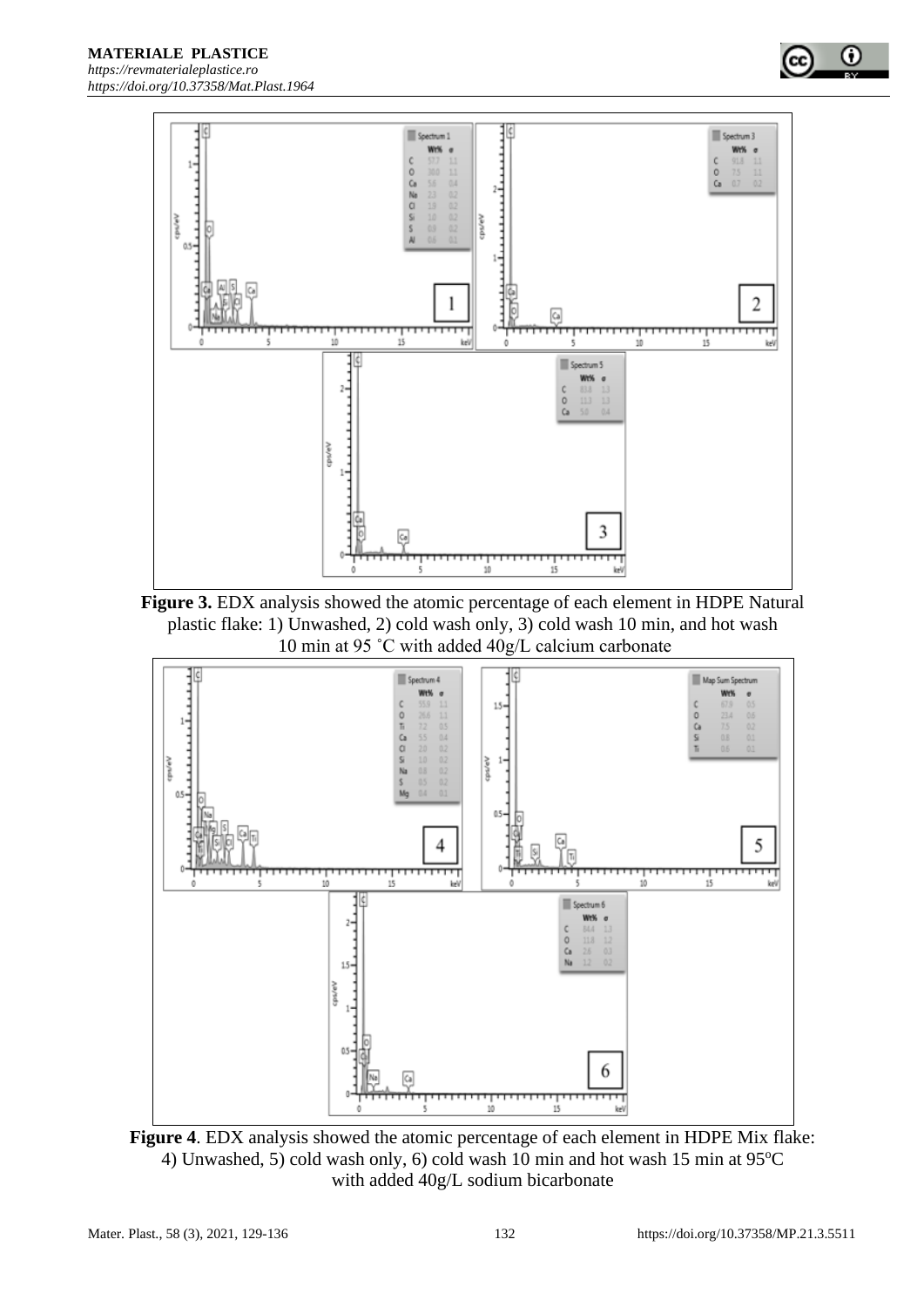**Figure 3.** EDX analysis showed the atomic percentage of each element in HDPE Natural plastic flake: 1) Unwashed, 2) cold wash only, 3) cold wash 10 min, and hot wash 10 min at 95 ˚C with added 40g/L calcium carbonate

**Figure 4**. EDX analysis showed the atomic percentage of each element in HDPE Mix flake: 4) Unwashed, 5) cold wash only, 6) cold wash 10 min and hot wash 15 min at 95°C with added 40g/L sodium bicarbonate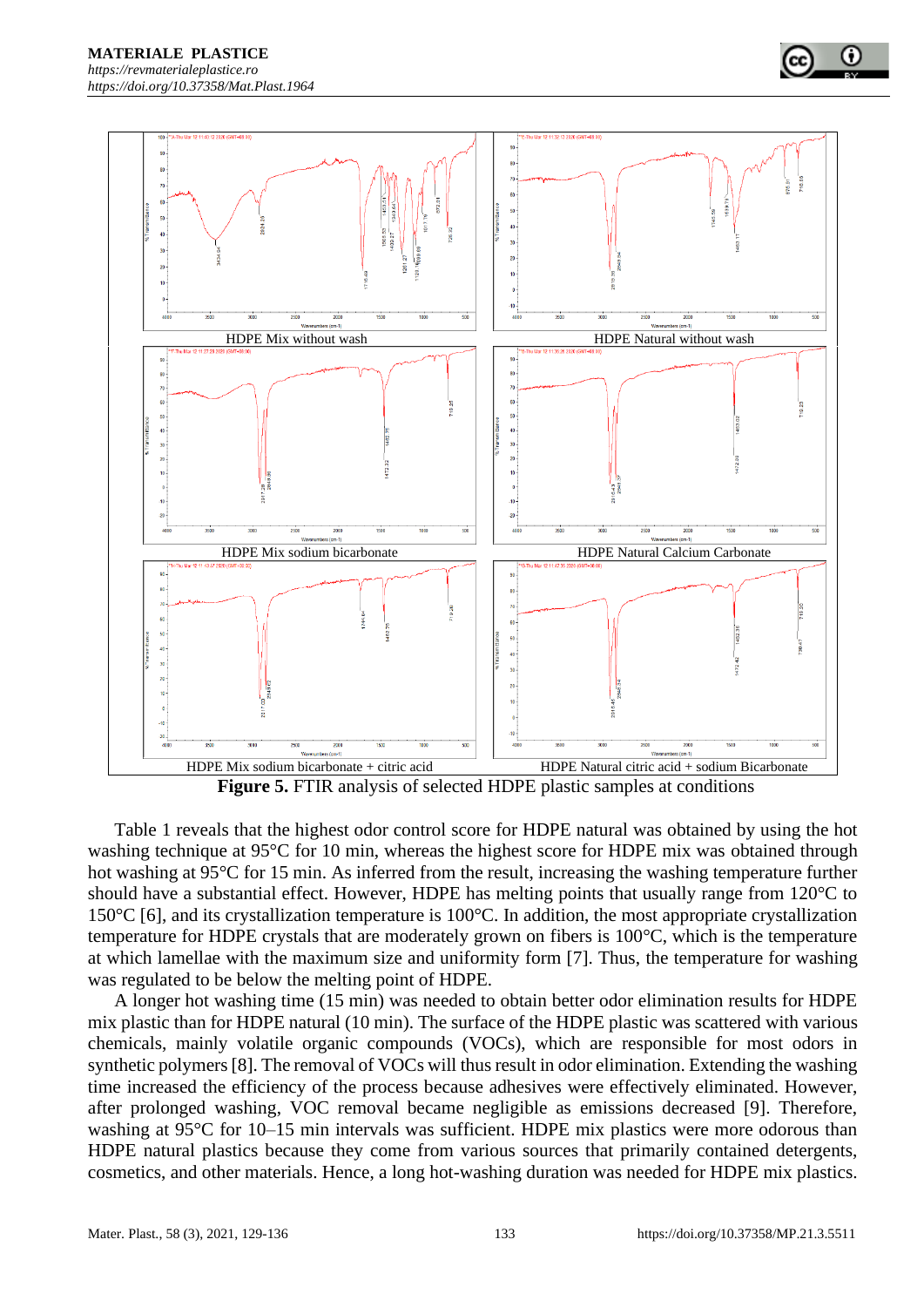HDPE Mix without wash

HDPE Natural without wash

HDPE Mix sodium bicarbonate

HDPE Natural Calcium Carbonate

HDPE Mix sodium bicarbonate + citric acid

HDPE Natural citric acid + sodium Bicarbonate

**Figure 5.** FTIR analysis of selected HDPE plastic samples at conditions

Table 1 reveals that the highest odor control score for HDPE natural was obtained by using the hot washing technique at 95°C for 10 min, whereas the highest score for HDPE mix was obtained through hot washing at 95°C for 15 min. As inferred from the result, increasing the washing temperature further should have a substantial effect. However, HDPE has melting points that usually range from 120°C to 150°C [6], and its crystallization temperature is 100°C. In addition, the most appropriate crystallization temperature for HDPE crystals that are moderately grown on fibers is 100°C, which is the temperature at which lamellae with the maximum size and uniformity form [7]. Thus, the temperature for washing was regulated to be below the melting point of HDPE.

A longer hot washing time (15 min) was needed to obtain better odor elimination results for HDPE mix plastic than for HDPE natural (10 min). The surface of the HDPE plastic was scattered with various chemicals, mainly volatile organic compounds (VOCs), which are responsible for most odors in synthetic polymers [8]. The removal of VOCs will thus result in odor elimination. Extending the washing time increased the efficiency of the process because adhesives were effectively eliminated. However, after prolonged washing, VOC removal became negligible as emissions decreased [9]. Therefore, washing at 95°C for 10–15 min intervals was sufficient. HDPE mix plastics were more odorous than HDPE natural plastics because they come from various sources that primarily contained detergents, cosmetics, and other materials. Hence, a long hot-washing duration was needed for HDPE mix plastics.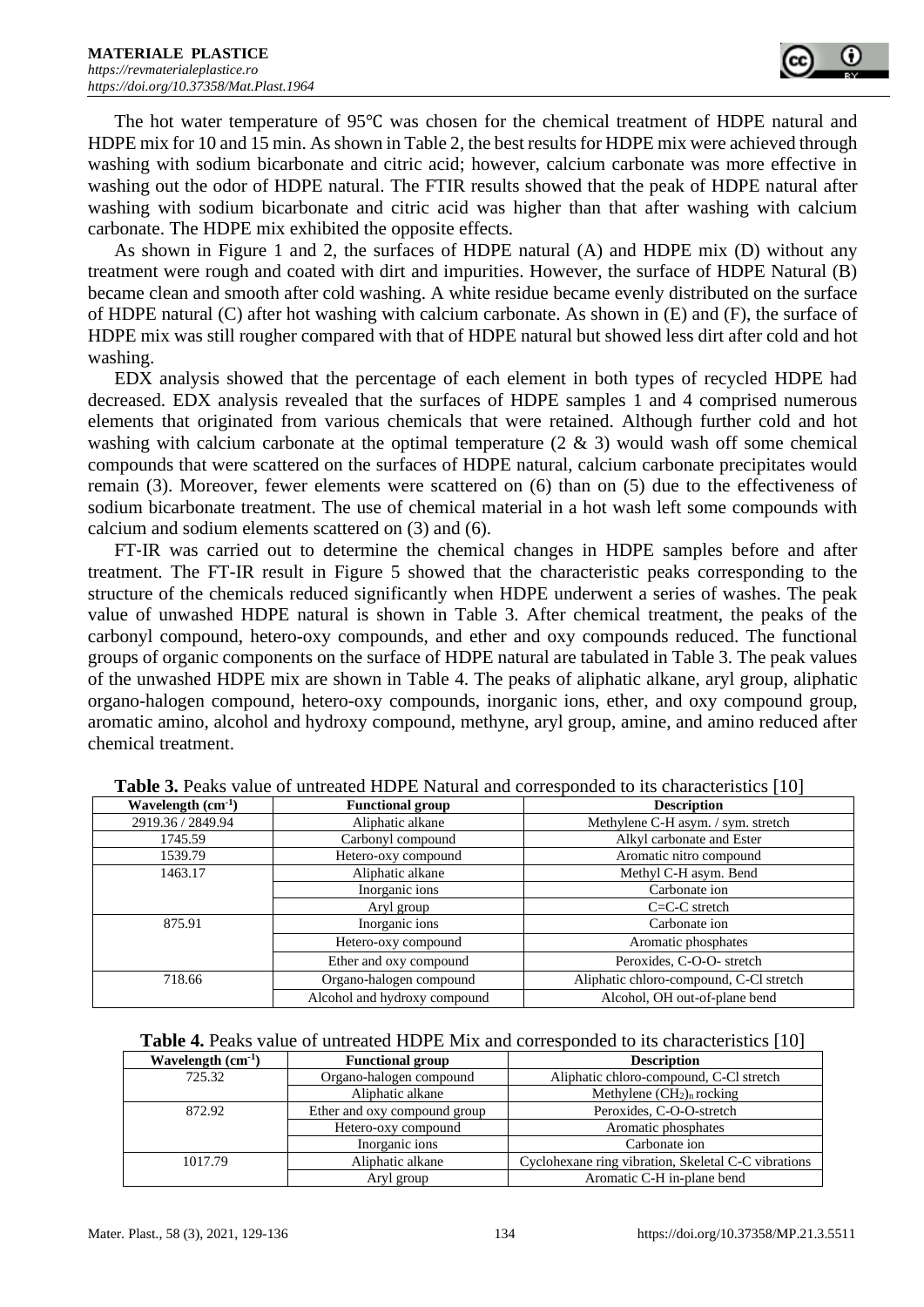The hot water temperature of 95℃ was chosen for the chemical treatment of HDPE natural and HDPE mix for 10 and 15 min. As shown in Table 2, the best results for HDPE mix were achieved through washing with sodium bicarbonate and citric acid; however, calcium carbonate was more effective in washing out the odor of HDPE natural. The FTIR results showed that the peak of HDPE natural after washing with sodium bicarbonate and citric acid was higher than that after washing with calcium carbonate. The HDPE mix exhibited the opposite effects.

As shown in Figure 1 and 2, the surfaces of HDPE natural (A) and HDPE mix (D) without any treatment were rough and coated with dirt and impurities. However, the surface of HDPE Natural (B) became clean and smooth after cold washing. A white residue became evenly distributed on the surface of HDPE natural (C) after hot washing with calcium carbonate. As shown in (E) and (F), the surface of HDPE mix was still rougher compared with that of HDPE natural but showed less dirt after cold and hot washing.

EDX analysis showed that the percentage of each element in both types of recycled HDPE had decreased. EDX analysis revealed that the surfaces of HDPE samples 1 and 4 comprised numerous elements that originated from various chemicals that were retained. Although further cold and hot washing with calcium carbonate at the optimal temperature (2 & 3) would wash off some chemical compounds that were scattered on the surfaces of HDPE natural, calcium carbonate precipitates would remain (3). Moreover, fewer elements were scattered on (6) than on (5) due to the effectiveness of sodium bicarbonate treatment. The use of chemical material in a hot wash left some compounds with calcium and sodium elements scattered on (3) and (6).

FT-IR was carried out to determine the chemical changes in HDPE samples before and after treatment. The FT-IR result in Figure 5 showed that the characteristic peaks corresponding to the structure of the chemicals reduced significantly when HDPE underwent a series of washes. The peak value of unwashed HDPE natural is shown in Table 3. After chemical treatment, the peaks of the carbonyl compound, hetero-oxy compounds, and ether and oxy compounds reduced. The functional groups of organic components on the surface of HDPE natural are tabulated in Table 3. The peak values of the unwashed HDPE mix are shown in Table 4. The peaks of aliphatic alkane, aryl group, aliphatic organo-halogen compound, hetero-oxy compounds, inorganic ions, ether, and oxy compound group, aromatic amino, alcohol and hydroxy compound, methyne, aryl group, amine, and amino reduced after chemical treatment.

**Table 3.** Peaks value of untreated HDPE Natural and corresponded to its characteristics [10]

| Wavelength ($cm^{-1}$) | Functional group | Description |
|---|---|---|
| 2919.36 / 2849.94 | Aliphatic alkane | Methylene C-H asym. / sym. stretch |
| 1745.59 | Carbonyl compound | Alkyl carbonate and Ester |
| 1539.79 | Hetero-oxy compound | Aromatic nitro compound |
| 1463.17 | Aliphatic alkane | Methyl C-H asym. Bend |
| | Inorganic ions | Carbonate ion |
| | Aryl group | C=C-C stretch |
| 875.91 | Inorganic ions | Carbonate ion |
| | Hetero-oxy compound | Aromatic phosphates |
| | Ether and oxy compound | Peroxides, C-O-O- stretch |
| 718.66 | Organo-halogen compound | Aliphatic chloro-compound, C-Cl stretch |
| | Alcohol and hydroxy compound | Alcohol, OH out-of-plane bend |

**Table 4.** Peaks value of untreated HDPE Mix and corresponded to its characteristics [10]

| Wavelength ($cm^{-1}$) | Functional group | Description |
|---|---|---|
| 725.32 | Organo-halogen compound | Aliphatic chloro-compound, C-Cl stretch |
| | Aliphatic alkane | Methylene $(CH_2)_n$ rocking |
| 872.92 | Ether and oxy compound group | Peroxides, C-O-O-stretch |
| | Hetero-oxy compound | Aromatic phosphates |
| | Inorganic ions | Carbonate ion |
| 1017.79 | Aliphatic alkane | Cyclohexane ring vibration, Skeletal C-C vibrations |
| | Aryl group | Aromatic C-H in-plane bend |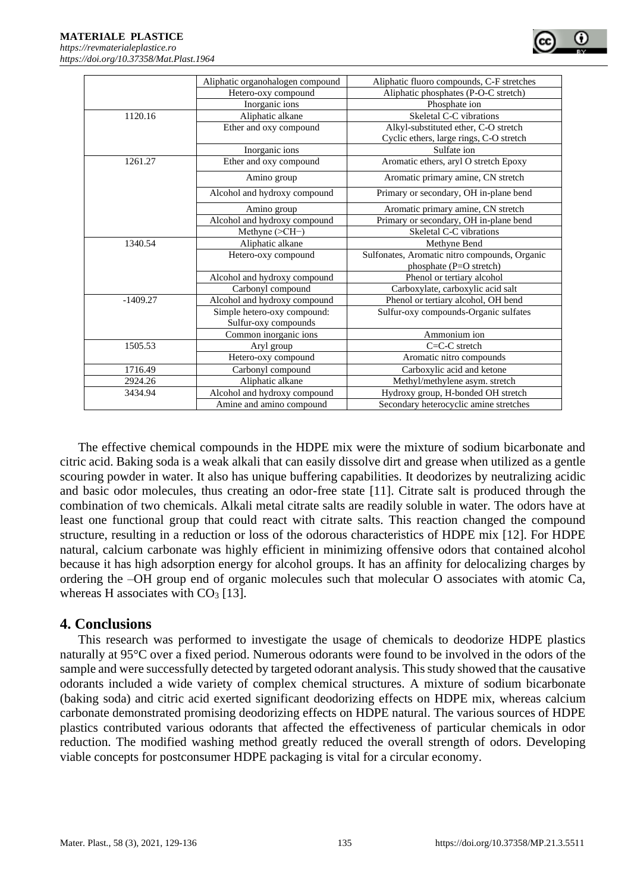| | | |
|---|---|---|
| | Aliphatic organohalogen compound | Aliphatic fluoro compounds, C-F stretches |
| | Hetero-oxy compound | Aliphatic phosphates (P-O-C stretch) |
| | Inorganic ions | Phosphate ion |
| 1120.16 | Aliphatic alkane | Skeletal C-C vibrations |
| | Ether and oxy compound | Alkyl-substituted ether, C-O stretch Cyclic ethers, large rings, C-O stretch |
| | Inorganic ions | Sulfate ion |
| 1261.27 | Ether and oxy compound | Aromatic ethers, aryl O stretch Epoxy |
| | Amino group | Aromatic primary amine, CN stretch |
| | Alcohol and hydroxy compound | Primary or secondary, OH in-plane bend |
| | Amino group | Aromatic primary amine, CN stretch |
| | Alcohol and hydroxy compound | Primary or secondary, OH in-plane bend |
| | Methyne (>CH−) | Skeletal C-C vibrations |
| 1340.54 | Aliphatic alkane | Methyne Bend |
| | Hetero-oxy compound | Sulfonates, Aromatic nitro compounds, Organic phosphate (P=O stretch) |
| | Alcohol and hydroxy compound | Phenol or tertiary alcohol |
| | Carbonyl compound | Carboxylate, carboxylic acid salt |
| -1409.27 | Alcohol and hydroxy compound | Phenol or tertiary alcohol, OH bend |
| | Simple hetero-oxy compound: Sulfur-oxy compounds | Sulfur-oxy compounds-Organic sulfates |
| | Common inorganic ions | Ammonium ion |
| 1505.53 | Aryl group | C=C-C stretch |
| | Hetero-oxy compound | Aromatic nitro compounds |
| 1716.49 | Carbonyl compound | Carboxylic acid and ketone |
| 2924.26 | Aliphatic alkane | Methyl/methylene asym. stretch |
| 3434.94 | Alcohol and hydroxy compound | Hydroxy group, H-bonded OH stretch |
| | Amine and amino compound | Secondary heterocyclic amine stretches |

The effective chemical compounds in the HDPE mix were the mixture of sodium bicarbonate and citric acid. Baking soda is a weak alkali that can easily dissolve dirt and grease when utilized as a gentle scouring powder in water. It also has unique buffering capabilities. It deodorizes by neutralizing acidic and basic odor molecules, thus creating an odor-free state [11]. Citrate salt is produced through the combination of two chemicals. Alkali metal citrate salts are readily soluble in water. The odors have at least one functional group that could react with citrate salts. This reaction changed the compound structure, resulting in a reduction or loss of the odorous characteristics of HDPE mix [12]. For HDPE natural, calcium carbonate was highly efficient in minimizing offensive odors that contained alcohol because it has high adsorption energy for alcohol groups. It has an affinity for delocalizing charges by ordering the –OH group end of organic molecules such that molecular O associates with atomic Ca, whereas H associates with $CO_3$ [13].

## 4. Conclusions

This research was performed to investigate the usage of chemicals to deodorize HDPE plastics naturally at 95°C over a fixed period. Numerous odorants were found to be involved in the odors of the sample and were successfully detected by targeted odorant analysis. This study showed that the causative odorants included a wide variety of complex chemical structures. A mixture of sodium bicarbonate (baking soda) and citric acid exerted significant deodorizing effects on HDPE mix, whereas calcium carbonate demonstrated promising deodorizing effects on HDPE natural. The various sources of HDPE plastics contributed various odorants that affected the effectiveness of particular chemicals in odor reduction. The modified washing method greatly reduced the overall strength of odors. Developing viable concepts for postconsumer HDPE packaging is vital for a circular economy.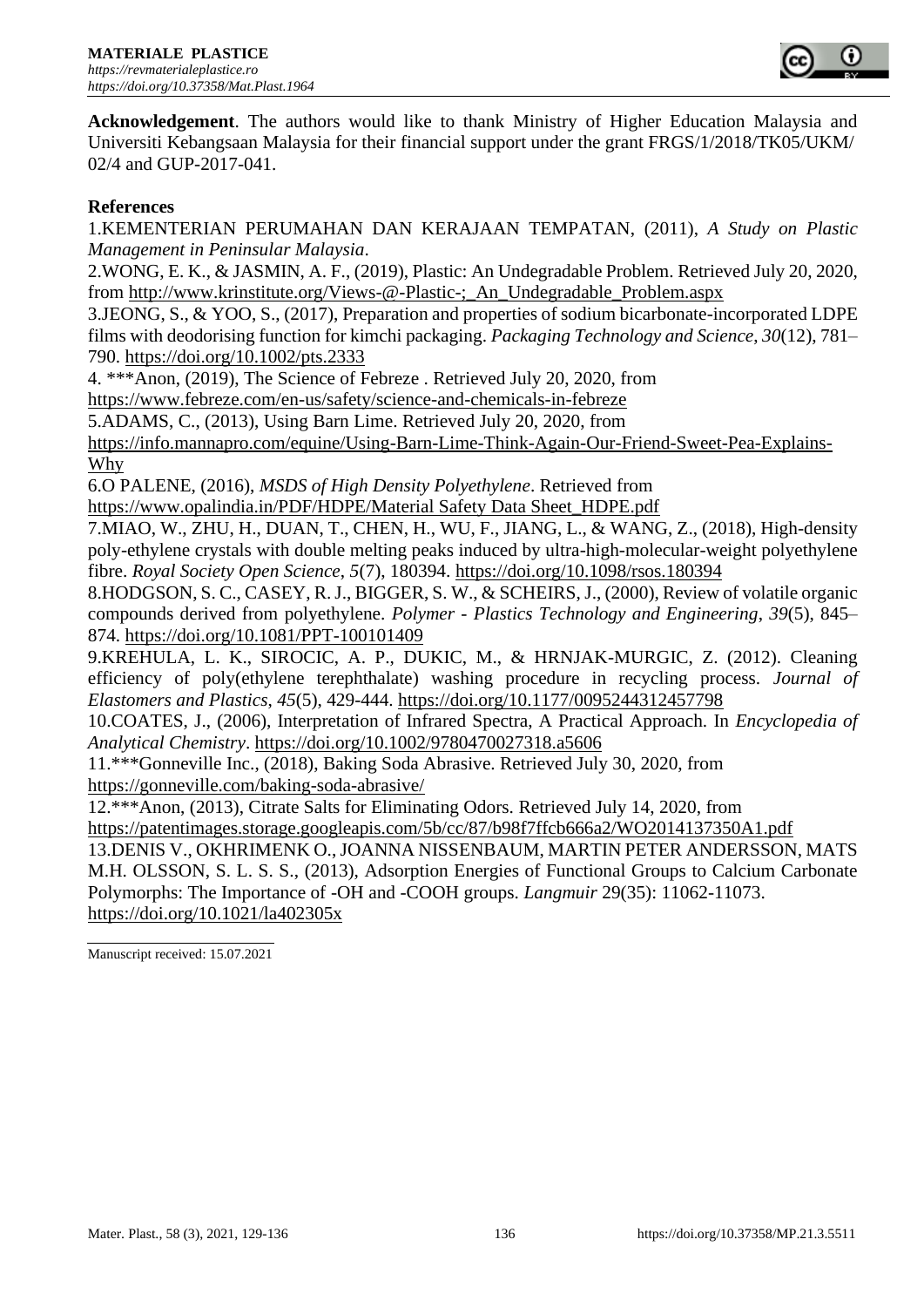**Acknowledgement**. The authors would like to thank Ministry of Higher Education Malaysia and Universiti Kebangsaan Malaysia for their financial support under the grant FRGS/1/2018/TK05/UKM/02/4 and GUP-2017-041.

**References**

1.KEMENTERIAN PERUMAHAN DAN KERAJAAN TEMPATAN, (2011), *A Study on Plastic Management in Peninsular Malaysia*.

2.WONG, E. K., & JASMIN, A. F., (2019), Plastic: An Undegradable Problem. Retrieved July 20, 2020, from http://www.krinstitute.org/Views-@-Plastic-;_An_Undegradable_Problem.aspx

3.JEONG, S., & YOO, S., (2017), Preparation and properties of sodium bicarbonate-incorporated LDPE films with deodorising function for kimchi packaging. *Packaging Technology and Science*, *30*(12), 781–790. https://doi.org/10.1002/pts.2333

4. ***Anon, (2019), The Science of Febreze . Retrieved July 20, 2020, from https://www.febreze.com/en-us/safety/science-and-chemicals-in-febreze

5.ADAMS, C., (2013), Using Barn Lime. Retrieved July 20, 2020, from https://info.mannapro.com/equine/Using-Barn-Lime-Think-Again-Our-Friend-Sweet-Pea-Explains-Why

6.O PALENE, (2016), *MSDS of High Density Polyethylene*. Retrieved from https://www.opalindia.in/PDF/HDPE/Material Safety Data Sheet_HDPE.pdf

7.MIAO, W., ZHU, H., DUAN, T., CHEN, H., WU, F., JIANG, L., & WANG, Z., (2018), High-density poly-ethylene crystals with double melting peaks induced by ultra-high-molecular-weight polyethylene fibre. *Royal Society Open Science*, *5*(7), 180394. https://doi.org/10.1098/rsos.180394

8.HODGSON, S. C., CASEY, R. J., BIGGER, S. W., & SCHEIRS, J., (2000), Review of volatile organic compounds derived from polyethylene. *Polymer - Plastics Technology and Engineering*, *39*(5), 845–874. https://doi.org/10.1081/PPT-100101409

9.KREHULA, L. K., SIROCIC, A. P., DUKIC, M., & HRNJAK-MURGIC, Z. (2012). Cleaning efficiency of poly(ethylene terephthalate) washing procedure in recycling process. *Journal of Elastomers and Plastics*, *45*(5), 429-444. https://doi.org/10.1177/0095244312457798

10.COATES, J., (2006), Interpretation of Infrared Spectra, A Practical Approach. In *Encyclopedia of Analytical Chemistry*. https://doi.org/10.1002/9780470027318.a5606

11.***Gonneville Inc., (2018), Baking Soda Abrasive. Retrieved July 30, 2020, from https://gonneville.com/baking-soda-abrasive/

12.***Anon, (2013), Citrate Salts for Eliminating Odors. Retrieved July 14, 2020, from https://patentimages.storage.googleapis.com/5b/cc/87/b98f7ffcb666a2/WO2014137350A1.pdf

13.DENIS V., OKHRIMENK O., JOANNA NISSENBAUM, MARTIN PETER ANDERSSON, MATS M.H. OLSSON, S. L. S. S., (2013), Adsorption Energies of Functional Groups to Calcium Carbonate Polymorphs: The Importance of -OH and -COOH groups. *Langmuir* 29(35): 11062-11073. https://doi.org/10.1021/la402305x

Manuscript received: 15.07.2021